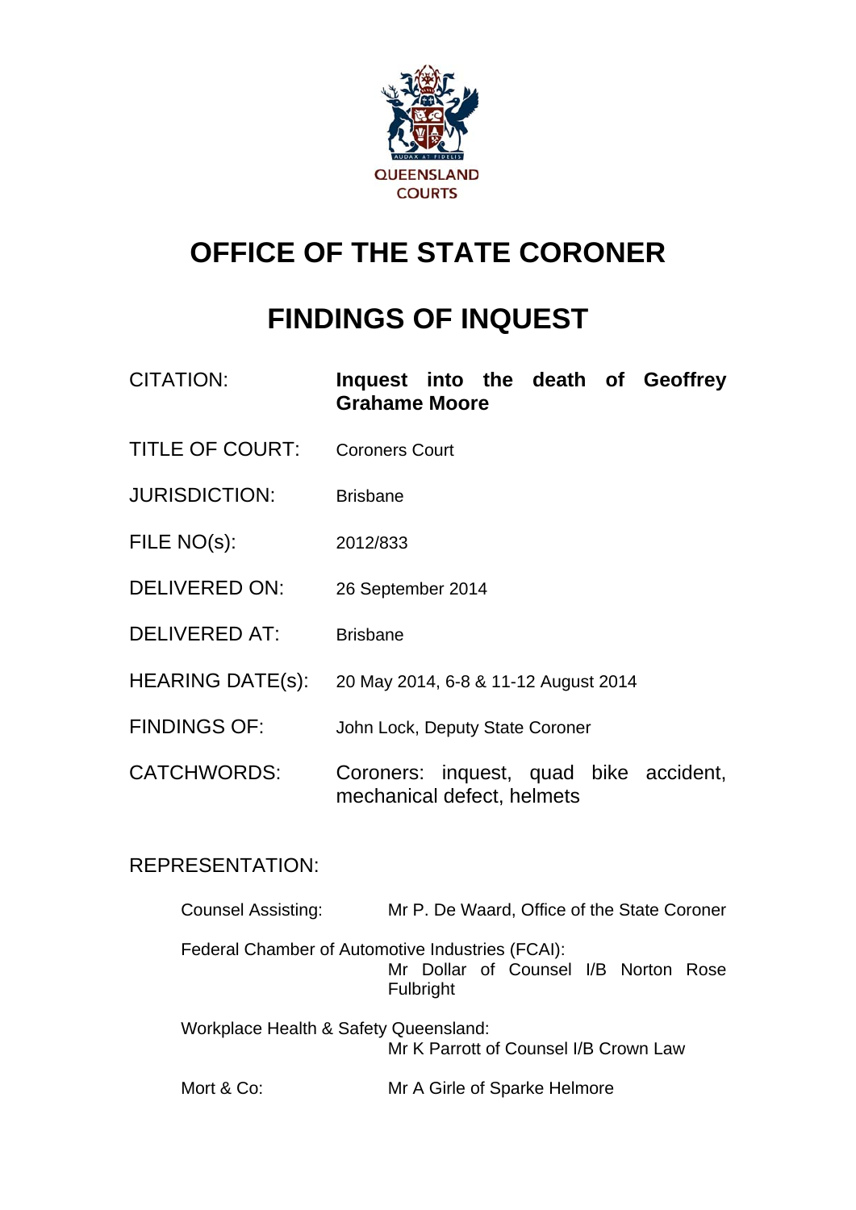QUEENSLAND COURTS

# OFFICE OF THE STATE CORONER

# FINDINGS OF INQUEST

| | |
|---|---|
| CITATION: | **Inquest into the death of Geoffrey Grahame Moore** |
| TITLE OF COURT: | Coroners Court |
| JURISDICTION: | Brisbane |
| FILE NO(s): | 2012/833 |
| DELIVERED ON: | 26 September 2014 |
| DELIVERED AT: | Brisbane |
| HEARING DATE(s): | 20 May 2014, 6-8 & 11-12 August 2014 |
| FINDINGS OF: | John Lock, Deputy State Coroner |
| CATCHWORDS: | Coroners: inquest, quad bike accident, mechanical defect, helmets |

REPRESENTATION:

Counsel Assisting: Mr P. De Waard, Office of the State Coroner

Federal Chamber of Automotive Industries (FCAI): Mr Dollar of Counsel I/B Norton Rose Fulbright

Workplace Health & Safety Queensland: Mr K Parrott of Counsel I/B Crown Law

Mort & Co: Mr A Girle of Sparke Helmore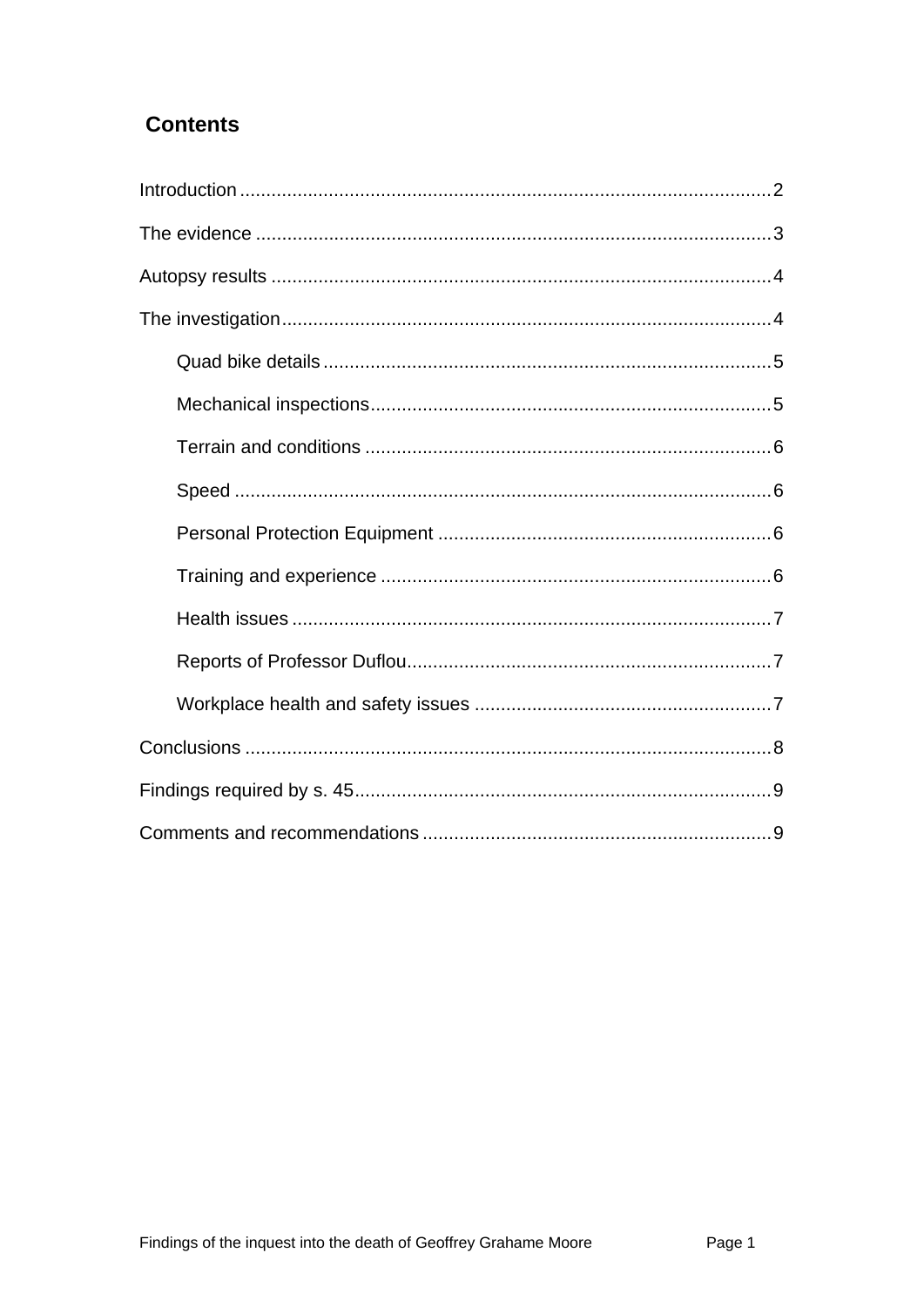## Contents

Introduction .......................................................................................................2

The evidence .......................................................................................................3

Autopsy results .......................................................................................................4

The investigation.......................................................................................................4

- Quad bike details .......................................................................................5
- Mechanical inspections.......................................................................................5
- Terrain and conditions .......................................................................................6
- Speed .......................................................................................6
- Personal Protection Equipment .......................................................................................6
- Training and experience .......................................................................................6
- Health issues .......................................................................................7
- Reports of Professor Duflou.......................................................................................7
- Workplace health and safety issues .......................................................................................7

Conclusions .......................................................................................................8

Findings required by s. 45.......................................................................................9

Comments and recommendations .......................................................................................9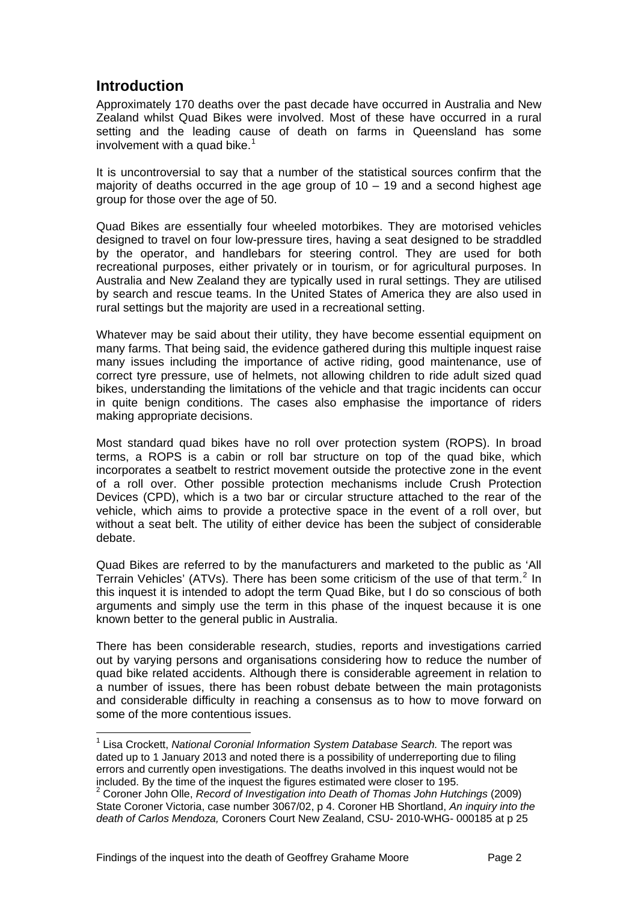## Introduction

Approximately 170 deaths over the past decade have occurred in Australia and New Zealand whilst Quad Bikes were involved. Most of these have occurred in a rural setting and the leading cause of death on farms in Queensland has some involvement with a quad bike.[1]

It is uncontroversial to say that a number of the statistical sources confirm that the majority of deaths occurred in the age group of 10 – 19 and a second highest age group for those over the age of 50.

Quad Bikes are essentially four wheeled motorbikes. They are motorised vehicles designed to travel on four low-pressure tires, having a seat designed to be straddled by the operator, and handlebars for steering control. They are used for both recreational purposes, either privately or in tourism, or for agricultural purposes. In Australia and New Zealand they are typically used in rural settings. They are utilised by search and rescue teams. In the United States of America they are also used in rural settings but the majority are used in a recreational setting.

Whatever may be said about their utility, they have become essential equipment on many farms. That being said, the evidence gathered during this multiple inquest raise many issues including the importance of active riding, good maintenance, use of correct tyre pressure, use of helmets, not allowing children to ride adult sized quad bikes, understanding the limitations of the vehicle and that tragic incidents can occur in quite benign conditions. The cases also emphasise the importance of riders making appropriate decisions.

Most standard quad bikes have no roll over protection system (ROPS). In broad terms, a ROPS is a cabin or roll bar structure on top of the quad bike, which incorporates a seatbelt to restrict movement outside the protective zone in the event of a roll over. Other possible protection mechanisms include Crush Protection Devices (CPD), which is a two bar or circular structure attached to the rear of the vehicle, which aims to provide a protective space in the event of a roll over, but without a seat belt. The utility of either device has been the subject of considerable debate.

Quad Bikes are referred to by the manufacturers and marketed to the public as 'All Terrain Vehicles' (ATVs). There has been some criticism of the use of that term.[2] In this inquest it is intended to adopt the term Quad Bike, but I do so conscious of both arguments and simply use the term in this phase of the inquest because it is one known better to the general public in Australia.

There has been considerable research, studies, reports and investigations carried out by varying persons and organisations considering how to reduce the number of quad bike related accidents. Although there is considerable agreement in relation to a number of issues, there has been robust debate between the main protagonists and considerable difficulty in reaching a consensus as to how to move forward on some of the more contentious issues.

---

[1] Lisa Crockett, *National Coronial Information System Database Search.* The report was dated up to 1 January 2013 and noted there is a possibility of underreporting due to filing errors and currently open investigations. The deaths involved in this inquest would not be included. By the time of the inquest the figures estimated were closer to 195.

[2] Coroner John Olle, *Record of Investigation into Death of Thomas John Hutchings* (2009) State Coroner Victoria, case number 3067/02, p 4. Coroner HB Shortland, *An inquiry into the death of Carlos Mendoza,* Coroners Court New Zealand, CSU- 2010-WHG- 000185 at p 25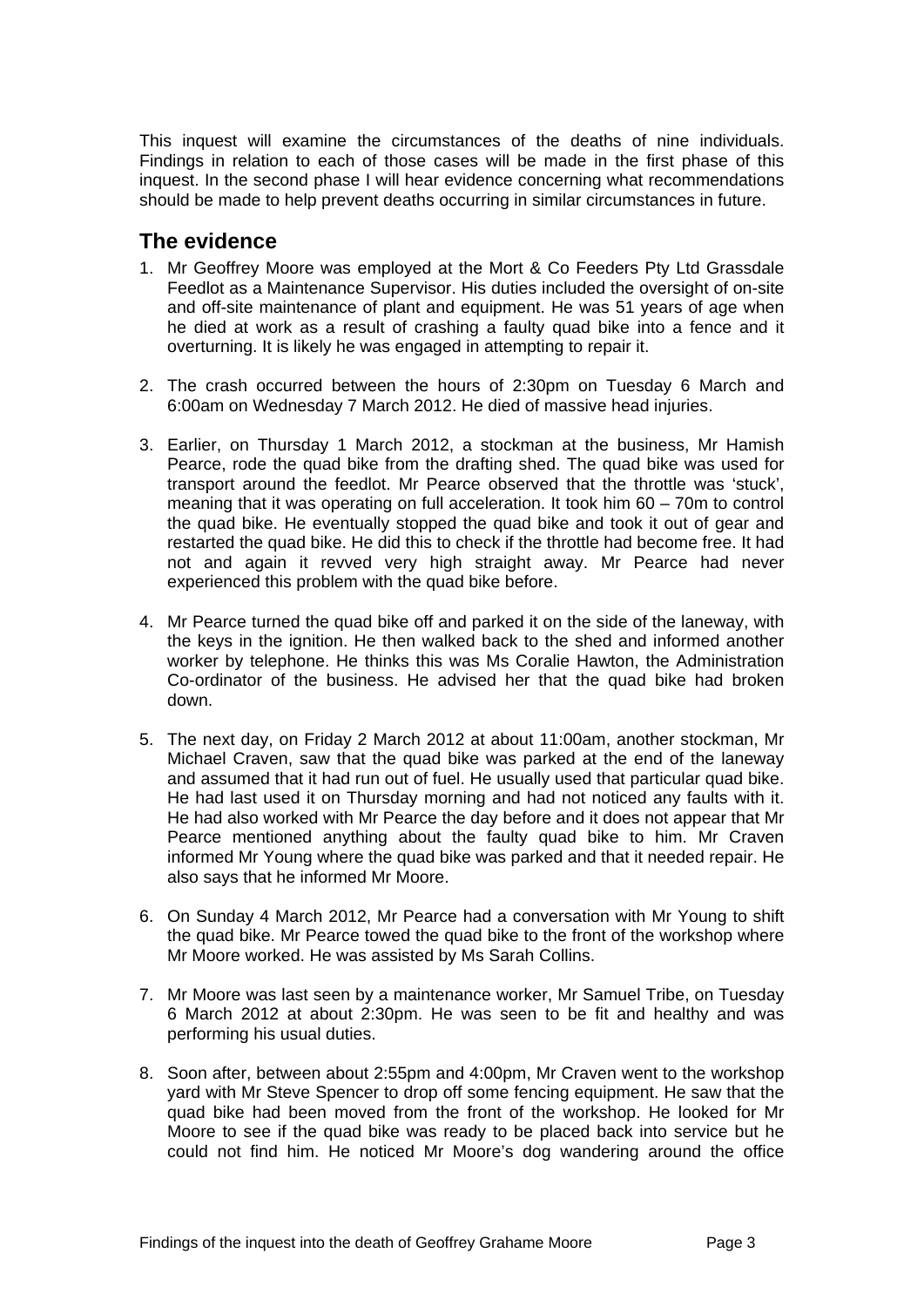This inquest will examine the circumstances of the deaths of nine individuals. Findings in relation to each of those cases will be made in the first phase of this inquest. In the second phase I will hear evidence concerning what recommendations should be made to help prevent deaths occurring in similar circumstances in future.

## The evidence

1. Mr Geoffrey Moore was employed at the Mort & Co Feeders Pty Ltd Grassdale Feedlot as a Maintenance Supervisor. His duties included the oversight of on-site and off-site maintenance of plant and equipment. He was 51 years of age when he died at work as a result of crashing a faulty quad bike into a fence and it overturning. It is likely he was engaged in attempting to repair it.

2. The crash occurred between the hours of 2:30pm on Tuesday 6 March and 6:00am on Wednesday 7 March 2012. He died of massive head injuries.

3. Earlier, on Thursday 1 March 2012, a stockman at the business, Mr Hamish Pearce, rode the quad bike from the drafting shed. The quad bike was used for transport around the feedlot. Mr Pearce observed that the throttle was 'stuck', meaning that it was operating on full acceleration. It took him 60 – 70m to control the quad bike. He eventually stopped the quad bike and took it out of gear and restarted the quad bike. He did this to check if the throttle had become free. It had not and again it revved very high straight away. Mr Pearce had never experienced this problem with the quad bike before.

4. Mr Pearce turned the quad bike off and parked it on the side of the laneway, with the keys in the ignition. He then walked back to the shed and informed another worker by telephone. He thinks this was Ms Coralie Hawton, the Administration Co-ordinator of the business. He advised her that the quad bike had broken down.

5. The next day, on Friday 2 March 2012 at about 11:00am, another stockman, Mr Michael Craven, saw that the quad bike was parked at the end of the laneway and assumed that it had run out of fuel. He usually used that particular quad bike. He had last used it on Thursday morning and had not noticed any faults with it. He had also worked with Mr Pearce the day before and it does not appear that Mr Pearce mentioned anything about the faulty quad bike to him. Mr Craven informed Mr Young where the quad bike was parked and that it needed repair. He also says that he informed Mr Moore.

6. On Sunday 4 March 2012, Mr Pearce had a conversation with Mr Young to shift the quad bike. Mr Pearce towed the quad bike to the front of the workshop where Mr Moore worked. He was assisted by Ms Sarah Collins.

7. Mr Moore was last seen by a maintenance worker, Mr Samuel Tribe, on Tuesday 6 March 2012 at about 2:30pm. He was seen to be fit and healthy and was performing his usual duties.

8. Soon after, between about 2:55pm and 4:00pm, Mr Craven went to the workshop yard with Mr Steve Spencer to drop off some fencing equipment. He saw that the quad bike had been moved from the front of the workshop. He looked for Mr Moore to see if the quad bike was ready to be placed back into service but he could not find him. He noticed Mr Moore's dog wandering around the office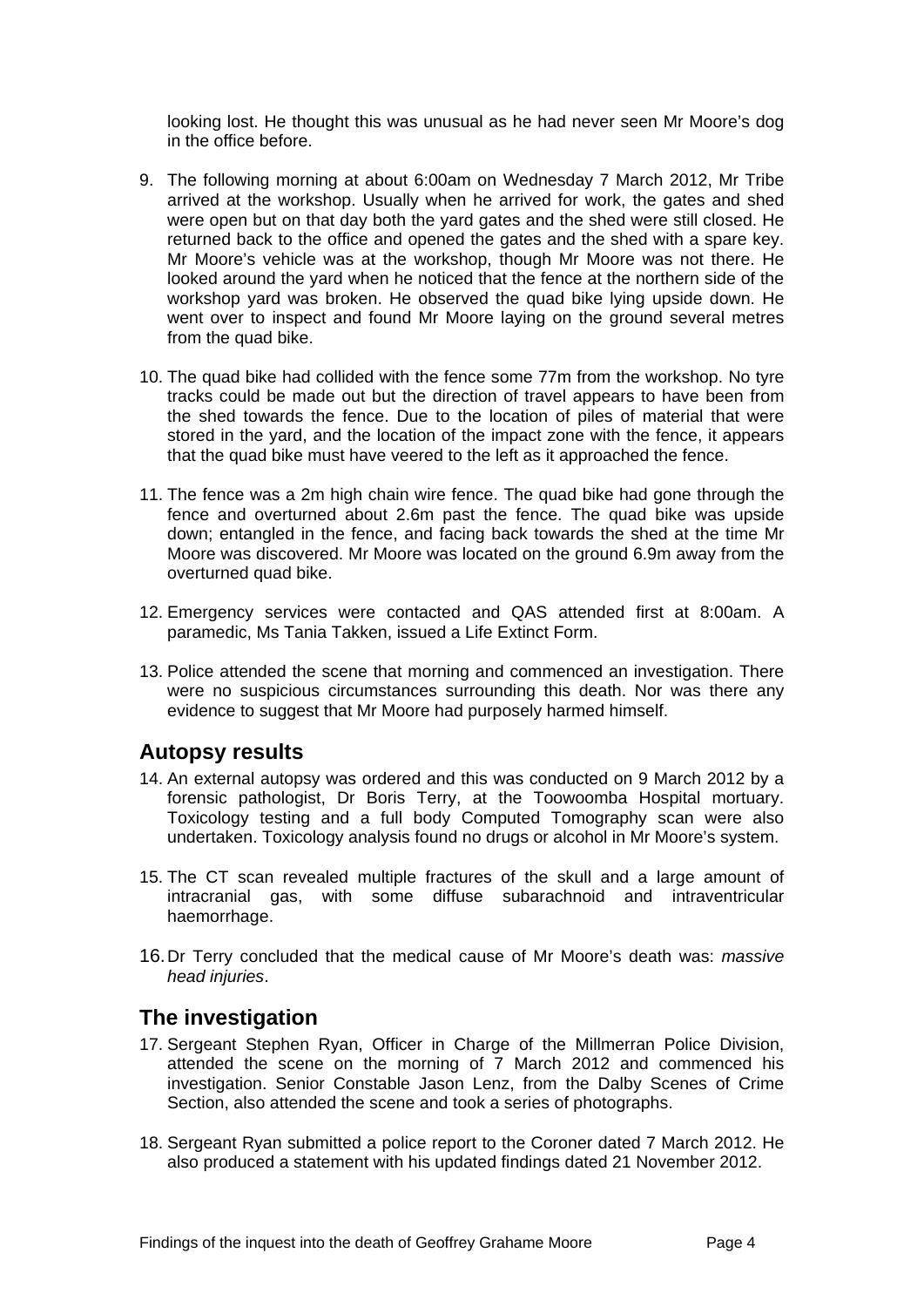looking lost. He thought this was unusual as he had never seen Mr Moore's dog in the office before.

9. The following morning at about 6:00am on Wednesday 7 March 2012, Mr Tribe arrived at the workshop. Usually when he arrived for work, the gates and shed were open but on that day both the yard gates and the shed were still closed. He returned back to the office and opened the gates and the shed with a spare key. Mr Moore's vehicle was at the workshop, though Mr Moore was not there. He looked around the yard when he noticed that the fence at the northern side of the workshop yard was broken. He observed the quad bike lying upside down. He went over to inspect and found Mr Moore laying on the ground several metres from the quad bike.

10. The quad bike had collided with the fence some 77m from the workshop. No tyre tracks could be made out but the direction of travel appears to have been from the shed towards the fence. Due to the location of piles of material that were stored in the yard, and the location of the impact zone with the fence, it appears that the quad bike must have veered to the left as it approached the fence.

11. The fence was a 2m high chain wire fence. The quad bike had gone through the fence and overturned about 2.6m past the fence. The quad bike was upside down; entangled in the fence, and facing back towards the shed at the time Mr Moore was discovered. Mr Moore was located on the ground 6.9m away from the overturned quad bike.

12. Emergency services were contacted and QAS attended first at 8:00am. A paramedic, Ms Tania Takken, issued a Life Extinct Form.

13. Police attended the scene that morning and commenced an investigation. There were no suspicious circumstances surrounding this death. Nor was there any evidence to suggest that Mr Moore had purposely harmed himself.

## Autopsy results

14. An external autopsy was ordered and this was conducted on 9 March 2012 by a forensic pathologist, Dr Boris Terry, at the Toowoomba Hospital mortuary. Toxicology testing and a full body Computed Tomography scan were also undertaken. Toxicology analysis found no drugs or alcohol in Mr Moore's system.

15. The CT scan revealed multiple fractures of the skull and a large amount of intracranial gas, with some diffuse subarachnoid and intraventricular haemorrhage.

16. Dr Terry concluded that the medical cause of Mr Moore's death was: *massive head injuries*.

## The investigation

17. Sergeant Stephen Ryan, Officer in Charge of the Millmerran Police Division, attended the scene on the morning of 7 March 2012 and commenced his investigation. Senior Constable Jason Lenz, from the Dalby Scenes of Crime Section, also attended the scene and took a series of photographs.

18. Sergeant Ryan submitted a police report to the Coroner dated 7 March 2012. He also produced a statement with his updated findings dated 21 November 2012.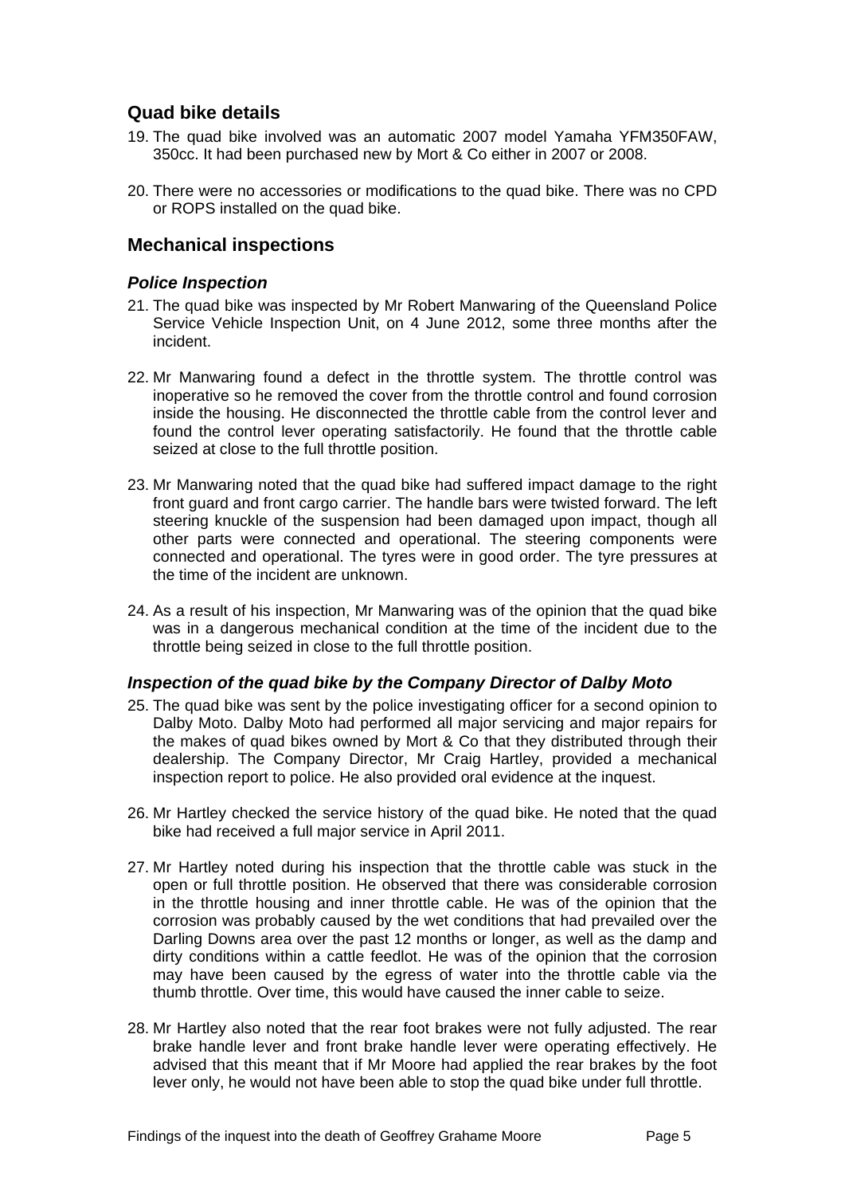## Quad bike details

19. The quad bike involved was an automatic 2007 model Yamaha YFM350FAW, 350cc. It had been purchased new by Mort & Co either in 2007 or 2008.

20. There were no accessories or modifications to the quad bike. There was no CPD or ROPS installed on the quad bike.

## Mechanical inspections

### *Police Inspection*

21. The quad bike was inspected by Mr Robert Manwaring of the Queensland Police Service Vehicle Inspection Unit, on 4 June 2012, some three months after the incident.

22. Mr Manwaring found a defect in the throttle system. The throttle control was inoperative so he removed the cover from the throttle control and found corrosion inside the housing. He disconnected the throttle cable from the control lever and found the control lever operating satisfactorily. He found that the throttle cable seized at close to the full throttle position.

23. Mr Manwaring noted that the quad bike had suffered impact damage to the right front guard and front cargo carrier. The handle bars were twisted forward. The left steering knuckle of the suspension had been damaged upon impact, though all other parts were connected and operational. The steering components were connected and operational. The tyres were in good order. The tyre pressures at the time of the incident are unknown.

24. As a result of his inspection, Mr Manwaring was of the opinion that the quad bike was in a dangerous mechanical condition at the time of the incident due to the throttle being seized in close to the full throttle position.

### *Inspection of the quad bike by the Company Director of Dalby Moto*

25. The quad bike was sent by the police investigating officer for a second opinion to Dalby Moto. Dalby Moto had performed all major servicing and major repairs for the makes of quad bikes owned by Mort & Co that they distributed through their dealership. The Company Director, Mr Craig Hartley, provided a mechanical inspection report to police. He also provided oral evidence at the inquest.

26. Mr Hartley checked the service history of the quad bike. He noted that the quad bike had received a full major service in April 2011.

27. Mr Hartley noted during his inspection that the throttle cable was stuck in the open or full throttle position. He observed that there was considerable corrosion in the throttle housing and inner throttle cable. He was of the opinion that the corrosion was probably caused by the wet conditions that had prevailed over the Darling Downs area over the past 12 months or longer, as well as the damp and dirty conditions within a cattle feedlot. He was of the opinion that the corrosion may have been caused by the egress of water into the throttle cable via the thumb throttle. Over time, this would have caused the inner cable to seize.

28. Mr Hartley also noted that the rear foot brakes were not fully adjusted. The rear brake handle lever and front brake handle lever were operating effectively. He advised that this meant that if Mr Moore had applied the rear brakes by the foot lever only, he would not have been able to stop the quad bike under full throttle.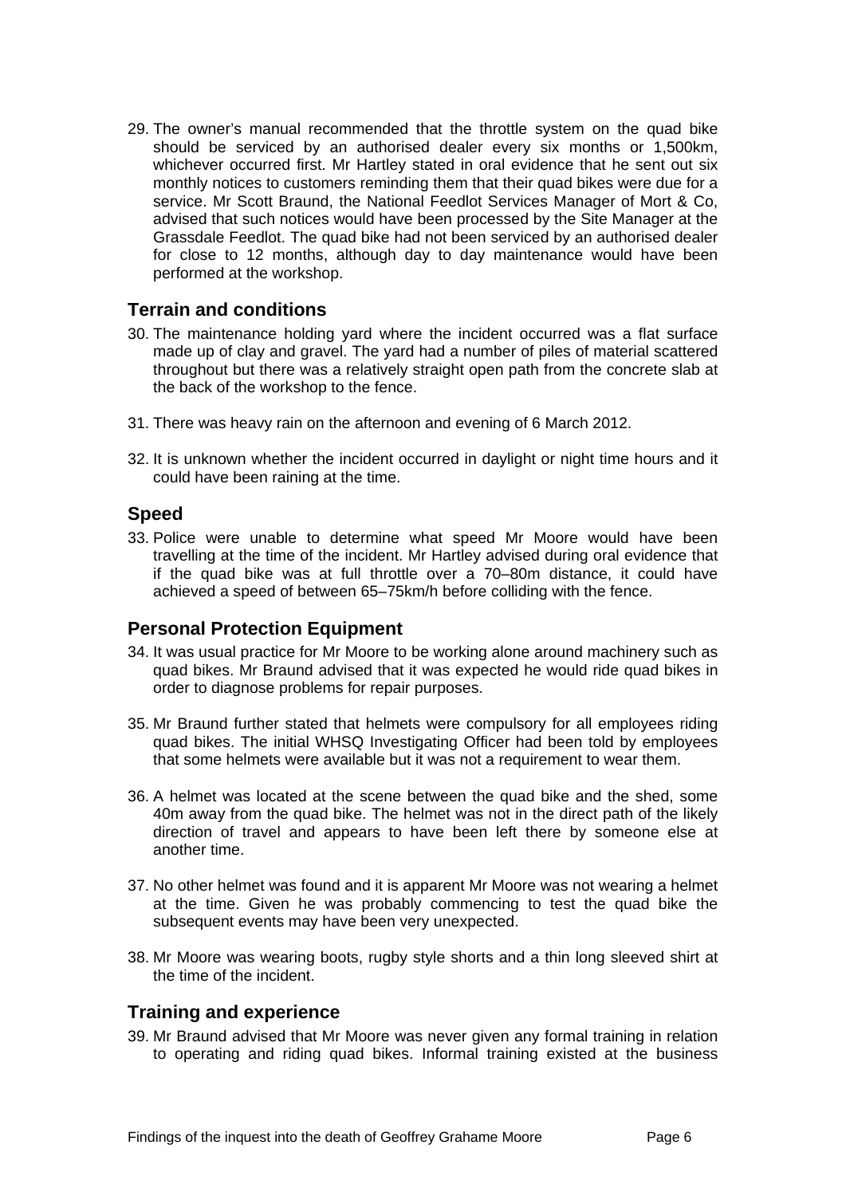29. The owner's manual recommended that the throttle system on the quad bike should be serviced by an authorised dealer every six months or 1,500km, whichever occurred first. Mr Hartley stated in oral evidence that he sent out six monthly notices to customers reminding them that their quad bikes were due for a service. Mr Scott Braund, the National Feedlot Services Manager of Mort & Co, advised that such notices would have been processed by the Site Manager at the Grassdale Feedlot. The quad bike had not been serviced by an authorised dealer for close to 12 months, although day to day maintenance would have been performed at the workshop.

## Terrain and conditions

30. The maintenance holding yard where the incident occurred was a flat surface made up of clay and gravel. The yard had a number of piles of material scattered throughout but there was a relatively straight open path from the concrete slab at the back of the workshop to the fence.

31. There was heavy rain on the afternoon and evening of 6 March 2012.

32. It is unknown whether the incident occurred in daylight or night time hours and it could have been raining at the time.

## Speed

33. Police were unable to determine what speed Mr Moore would have been travelling at the time of the incident. Mr Hartley advised during oral evidence that if the quad bike was at full throttle over a 70–80m distance, it could have achieved a speed of between 65–75km/h before colliding with the fence.

## Personal Protection Equipment

34. It was usual practice for Mr Moore to be working alone around machinery such as quad bikes. Mr Braund advised that it was expected he would ride quad bikes in order to diagnose problems for repair purposes.

35. Mr Braund further stated that helmets were compulsory for all employees riding quad bikes. The initial WHSQ Investigating Officer had been told by employees that some helmets were available but it was not a requirement to wear them.

36. A helmet was located at the scene between the quad bike and the shed, some 40m away from the quad bike. The helmet was not in the direct path of the likely direction of travel and appears to have been left there by someone else at another time.

37. No other helmet was found and it is apparent Mr Moore was not wearing a helmet at the time. Given he was probably commencing to test the quad bike the subsequent events may have been very unexpected.

38. Mr Moore was wearing boots, rugby style shorts and a thin long sleeved shirt at the time of the incident.

## Training and experience

39. Mr Braund advised that Mr Moore was never given any formal training in relation to operating and riding quad bikes. Informal training existed at the business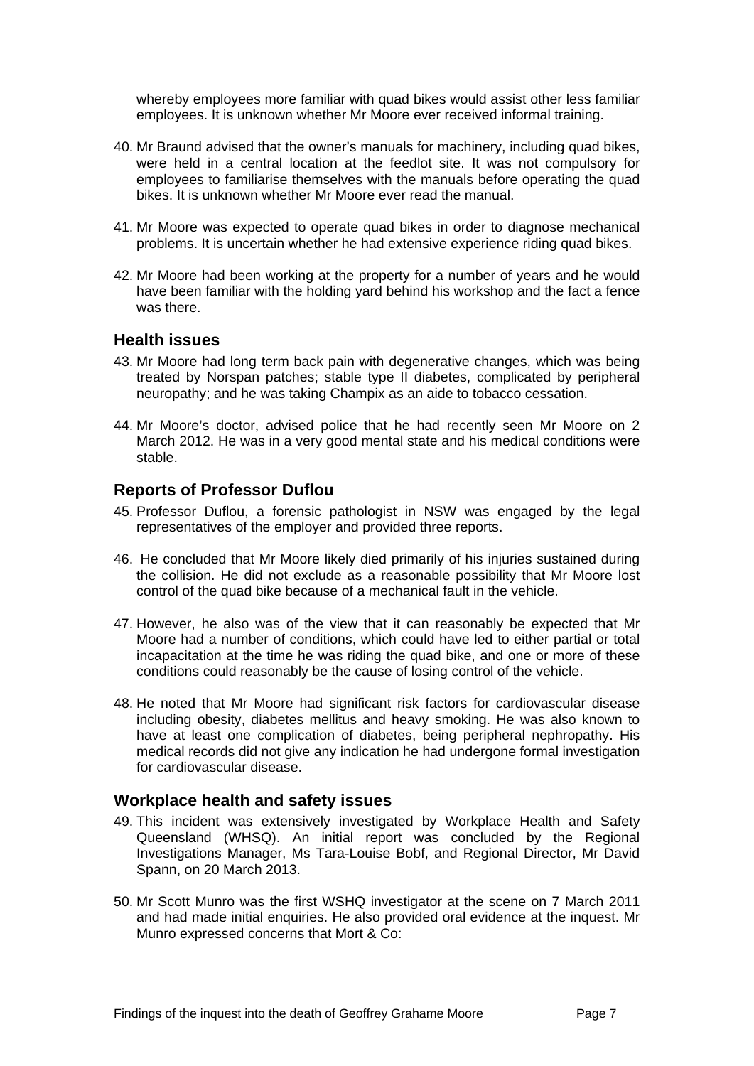whereby employees more familiar with quad bikes would assist other less familiar employees. It is unknown whether Mr Moore ever received informal training.

40. Mr Braund advised that the owner's manuals for machinery, including quad bikes, were held in a central location at the feedlot site. It was not compulsory for employees to familiarise themselves with the manuals before operating the quad bikes. It is unknown whether Mr Moore ever read the manual.

41. Mr Moore was expected to operate quad bikes in order to diagnose mechanical problems. It is uncertain whether he had extensive experience riding quad bikes.

42. Mr Moore had been working at the property for a number of years and he would have been familiar with the holding yard behind his workshop and the fact a fence was there.

## Health issues

43. Mr Moore had long term back pain with degenerative changes, which was being treated by Norspan patches; stable type II diabetes, complicated by peripheral neuropathy; and he was taking Champix as an aide to tobacco cessation.

44. Mr Moore's doctor, advised police that he had recently seen Mr Moore on 2 March 2012. He was in a very good mental state and his medical conditions were stable.

## Reports of Professor Duflou

45. Professor Duflou, a forensic pathologist in NSW was engaged by the legal representatives of the employer and provided three reports.

46. He concluded that Mr Moore likely died primarily of his injuries sustained during the collision. He did not exclude as a reasonable possibility that Mr Moore lost control of the quad bike because of a mechanical fault in the vehicle.

47. However, he also was of the view that it can reasonably be expected that Mr Moore had a number of conditions, which could have led to either partial or total incapacitation at the time he was riding the quad bike, and one or more of these conditions could reasonably be the cause of losing control of the vehicle.

48. He noted that Mr Moore had significant risk factors for cardiovascular disease including obesity, diabetes mellitus and heavy smoking. He was also known to have at least one complication of diabetes, being peripheral nephropathy. His medical records did not give any indication he had undergone formal investigation for cardiovascular disease.

## Workplace health and safety issues

49. This incident was extensively investigated by Workplace Health and Safety Queensland (WHSQ). An initial report was concluded by the Regional Investigations Manager, Ms Tara-Louise Bobf, and Regional Director, Mr David Spann, on 20 March 2013.

50. Mr Scott Munro was the first WSHQ investigator at the scene on 7 March 2011 and had made initial enquiries. He also provided oral evidence at the inquest. Mr Munro expressed concerns that Mort & Co: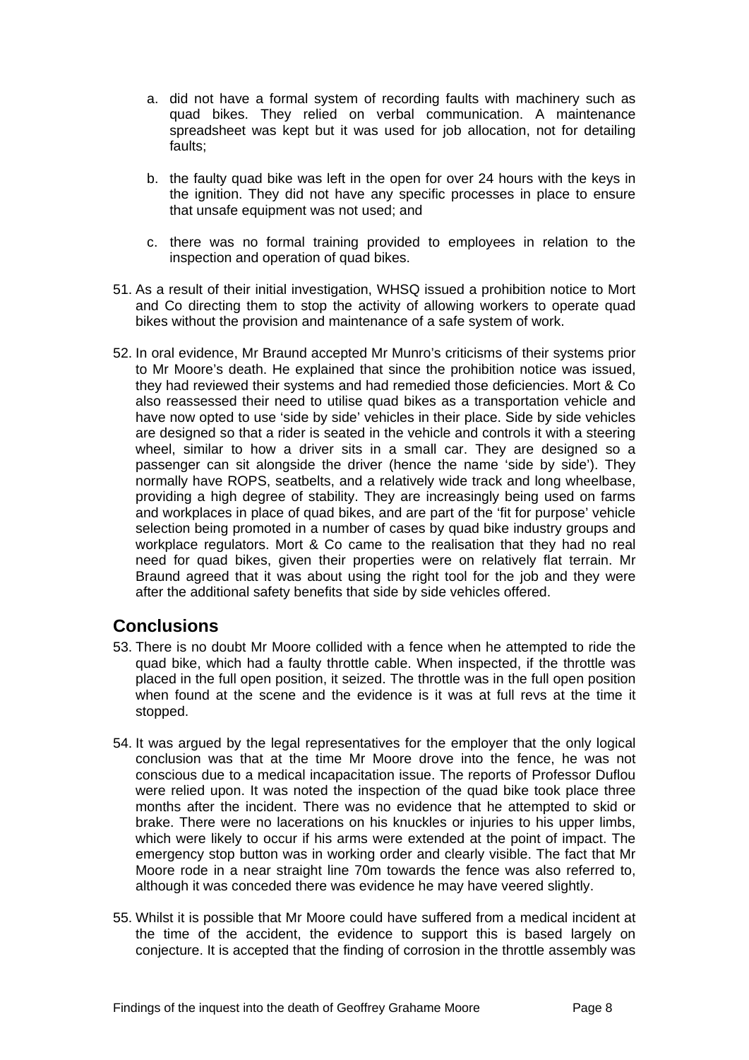a. did not have a formal system of recording faults with machinery such as quad bikes. They relied on verbal communication. A maintenance spreadsheet was kept but it was used for job allocation, not for detailing faults;

b. the faulty quad bike was left in the open for over 24 hours with the keys in the ignition. They did not have any specific processes in place to ensure that unsafe equipment was not used; and

c. there was no formal training provided to employees in relation to the inspection and operation of quad bikes.

51. As a result of their initial investigation, WHSQ issued a prohibition notice to Mort and Co directing them to stop the activity of allowing workers to operate quad bikes without the provision and maintenance of a safe system of work.

52. In oral evidence, Mr Braund accepted Mr Munro's criticisms of their systems prior to Mr Moore's death. He explained that since the prohibition notice was issued, they had reviewed their systems and had remedied those deficiencies. Mort & Co also reassessed their need to utilise quad bikes as a transportation vehicle and have now opted to use 'side by side' vehicles in their place. Side by side vehicles are designed so that a rider is seated in the vehicle and controls it with a steering wheel, similar to how a driver sits in a small car. They are designed so a passenger can sit alongside the driver (hence the name 'side by side'). They normally have ROPS, seatbelts, and a relatively wide track and long wheelbase, providing a high degree of stability. They are increasingly being used on farms and workplaces in place of quad bikes, and are part of the 'fit for purpose' vehicle selection being promoted in a number of cases by quad bike industry groups and workplace regulators. Mort & Co came to the realisation that they had no real need for quad bikes, given their properties were on relatively flat terrain. Mr Braund agreed that it was about using the right tool for the job and they were after the additional safety benefits that side by side vehicles offered.

## Conclusions

53. There is no doubt Mr Moore collided with a fence when he attempted to ride the quad bike, which had a faulty throttle cable. When inspected, if the throttle was placed in the full open position, it seized. The throttle was in the full open position when found at the scene and the evidence is it was at full revs at the time it stopped.

54. It was argued by the legal representatives for the employer that the only logical conclusion was that at the time Mr Moore drove into the fence, he was not conscious due to a medical incapacitation issue. The reports of Professor Duflou were relied upon. It was noted the inspection of the quad bike took place three months after the incident. There was no evidence that he attempted to skid or brake. There were no lacerations on his knuckles or injuries to his upper limbs, which were likely to occur if his arms were extended at the point of impact. The emergency stop button was in working order and clearly visible. The fact that Mr Moore rode in a near straight line 70m towards the fence was also referred to, although it was conceded there was evidence he may have veered slightly.

55. Whilst it is possible that Mr Moore could have suffered from a medical incident at the time of the accident, the evidence to support this is based largely on conjecture. It is accepted that the finding of corrosion in the throttle assembly was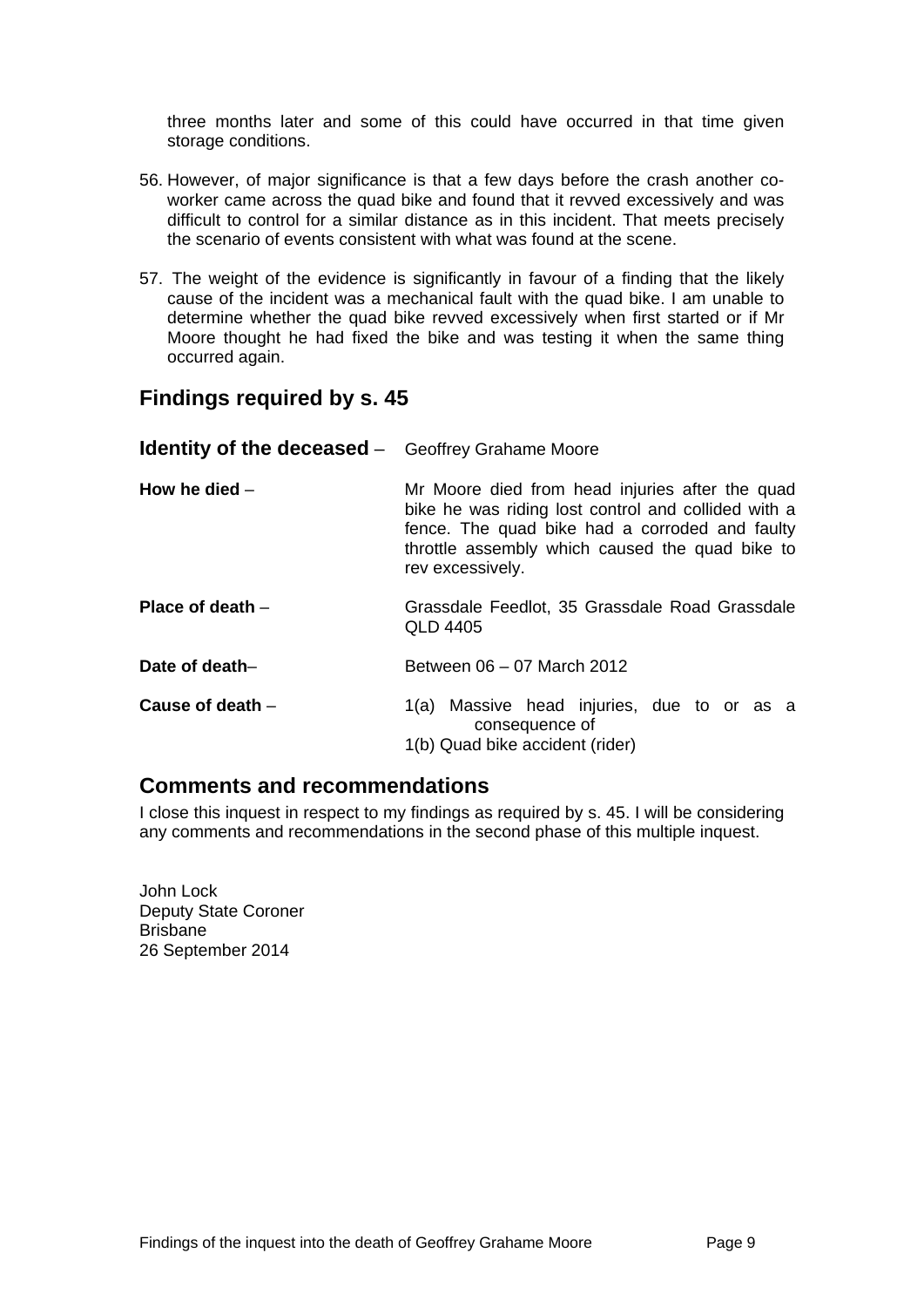three months later and some of this could have occurred in that time given storage conditions.

56. However, of major significance is that a few days before the crash another co-worker came across the quad bike and found that it revved excessively and was difficult to control for a similar distance as in this incident. That meets precisely the scenario of events consistent with what was found at the scene.

57. The weight of the evidence is significantly in favour of a finding that the likely cause of the incident was a mechanical fault with the quad bike. I am unable to determine whether the quad bike revved excessively when first started or if Mr Moore thought he had fixed the bike and was testing it when the same thing occurred again.

## Findings required by s. 45

**Identity of the deceased** – Geoffrey Grahame Moore

**How he died** – Mr Moore died from head injuries after the quad bike he was riding lost control and collided with a fence. The quad bike had a corroded and faulty throttle assembly which caused the quad bike to rev excessively.

**Place of death** – Grassdale Feedlot, 35 Grassdale Road Grassdale QLD 4405

**Date of death**– Between 06 – 07 March 2012

**Cause of death** – 1(a) Massive head injuries, due to or as a consequence of
1(b) Quad bike accident (rider)

## Comments and recommendations

I close this inquest in respect to my findings as required by s. 45. I will be considering any comments and recommendations in the second phase of this multiple inquest.

John Lock
Deputy State Coroner
Brisbane
26 September 2014